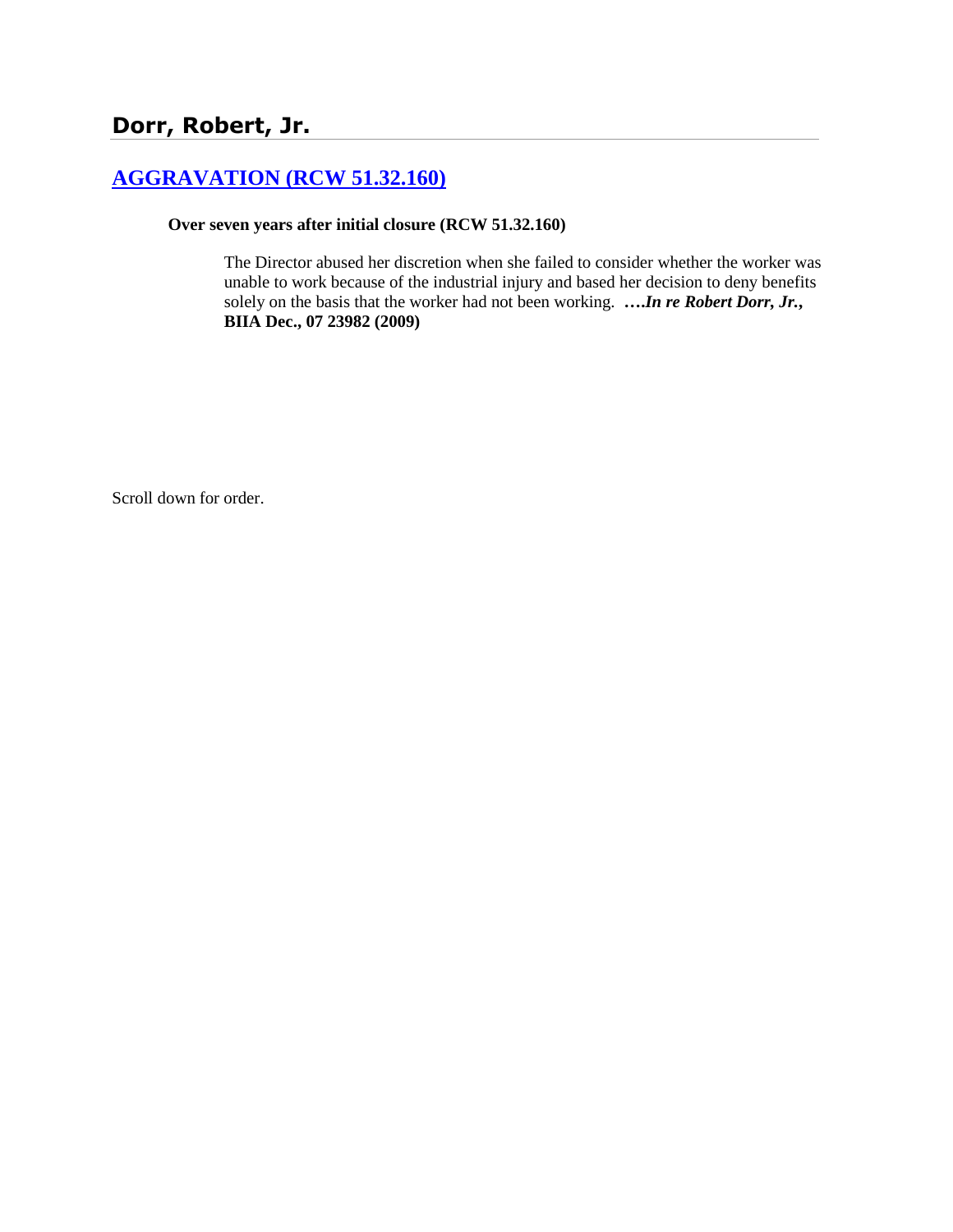## Dorr, Robert, Jr.

### [AGGRAVATION (RCW 51.32.160)]

**Over seven years after initial closure (RCW 51.32.160)**

> The Director abused her discretion when she failed to consider whether the worker was unable to work because of the industrial injury and based her decision to deny benefits solely on the basis that the worker had not been working. ****….In re Robert Dorr, Jr., BIIA Dec., 07 23982 (2009)***

Scroll down for order.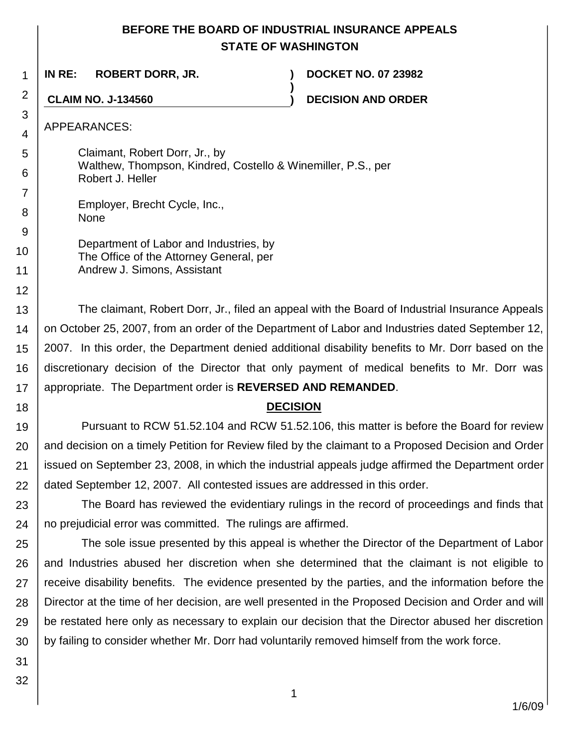**BEFORE THE BOARD OF INDUSTRIAL INSURANCE APPEALS**
**STATE OF WASHINGTON**

| | | |
|---|---|---|
| **IN RE: ROBERT DORR, JR.** | **)** | **DOCKET NO. 07 23982** |
| | **)** | |
| **CLAIM NO. J-134560** | **)** | **DECISION AND ORDER** |

APPEARANCES:

Claimant, Robert Dorr, Jr., by
Walthew, Thompson, Kindred, Costello & Winemiller, P.S., per
Robert J. Heller

Employer, Brecht Cycle, Inc.,
None

Department of Labor and Industries, by
The Office of the Attorney General, per
Andrew J. Simons, Assistant

The claimant, Robert Dorr, Jr., filed an appeal with the Board of Industrial Insurance Appeals on October 25, 2007, from an order of the Department of Labor and Industries dated September 12, 2007. In this order, the Department denied additional disability benefits to Mr. Dorr based on the discretionary decision of the Director that only payment of medical benefits to Mr. Dorr was appropriate. The Department order is **REVERSED AND REMANDED**.

## DECISION

Pursuant to RCW 51.52.104 and RCW 51.52.106, this matter is before the Board for review and decision on a timely Petition for Review filed by the claimant to a Proposed Decision and Order issued on September 23, 2008, in which the industrial appeals judge affirmed the Department order dated September 12, 2007. All contested issues are addressed in this order.

The Board has reviewed the evidentiary rulings in the record of proceedings and finds that no prejudicial error was committed. The rulings are affirmed.

The sole issue presented by this appeal is whether the Director of the Department of Labor and Industries abused her discretion when she determined that the claimant is not eligible to receive disability benefits. The evidence presented by the parties, and the information before the Director at the time of her decision, are well presented in the Proposed Decision and Order and will be restated here only as necessary to explain our decision that the Director abused her discretion by failing to consider whether Mr. Dorr had voluntarily removed himself from the work force.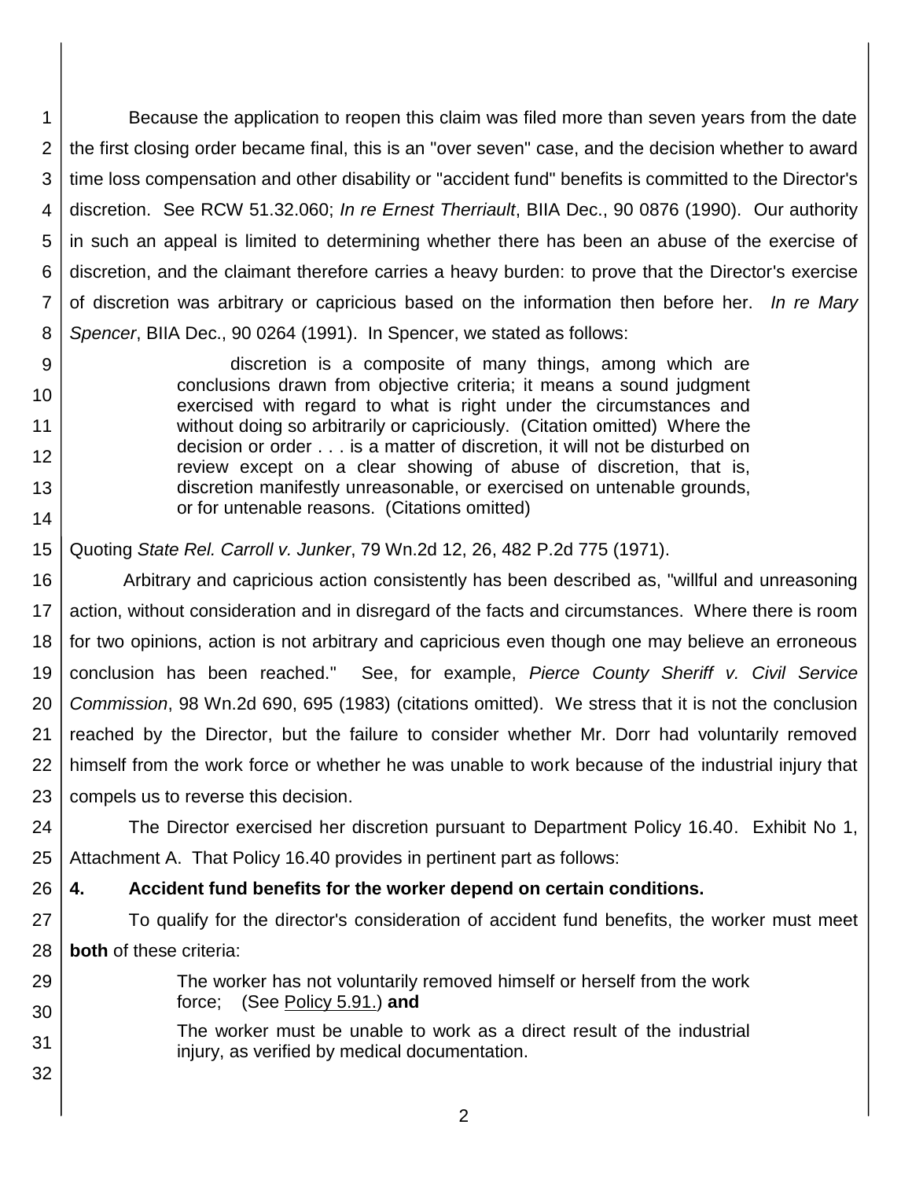Because the application to reopen this claim was filed more than seven years from the date the first closing order became final, this is an "over seven" case, and the decision whether to award time loss compensation and other disability or "accident fund" benefits is committed to the Director's discretion. See RCW 51.32.060; *In re Ernest Therriault*, BIIA Dec., 90 0876 (1990). Our authority in such an appeal is limited to determining whether there has been an abuse of the exercise of discretion, and the claimant therefore carries a heavy burden: to prove that the Director's exercise of discretion was arbitrary or capricious based on the information then before her. *In re Mary Spencer*, BIIA Dec., 90 0264 (1991). In Spencer, we stated as follows:

> discretion is a composite of many things, among which are conclusions drawn from objective criteria; it means a sound judgment exercised with regard to what is right under the circumstances and without doing so arbitrarily or capriciously. (Citation omitted) Where the decision or order . . . is a matter of discretion, it will not be disturbed on review except on a clear showing of abuse of discretion, that is, discretion manifestly unreasonable, or exercised on untenable grounds, or for untenable reasons. (Citations omitted)

Quoting *State Rel. Carroll v. Junker*, 79 Wn.2d 12, 26, 482 P.2d 775 (1971).

Arbitrary and capricious action consistently has been described as, "willful and unreasoning action, without consideration and in disregard of the facts and circumstances. Where there is room for two opinions, action is not arbitrary and capricious even though one may believe an erroneous conclusion has been reached." See, for example, *Pierce County Sheriff v. Civil Service Commission*, 98 Wn.2d 690, 695 (1983) (citations omitted). We stress that it is not the conclusion reached by the Director, but the failure to consider whether Mr. Dorr had voluntarily removed himself from the work force or whether he was unable to work because of the industrial injury that compels us to reverse this decision.

The Director exercised her discretion pursuant to Department Policy 16.40. Exhibit No 1, Attachment A. That Policy 16.40 provides in pertinent part as follows:

**4. Accident fund benefits for the worker depend on certain conditions.**

To qualify for the director's consideration of accident fund benefits, the worker must meet **both** of these criteria:

> The worker has not voluntarily removed himself or herself from the work force; (See Policy 5.91.) **and**
>
> The worker must be unable to work as a direct result of the industrial injury, as verified by medical documentation.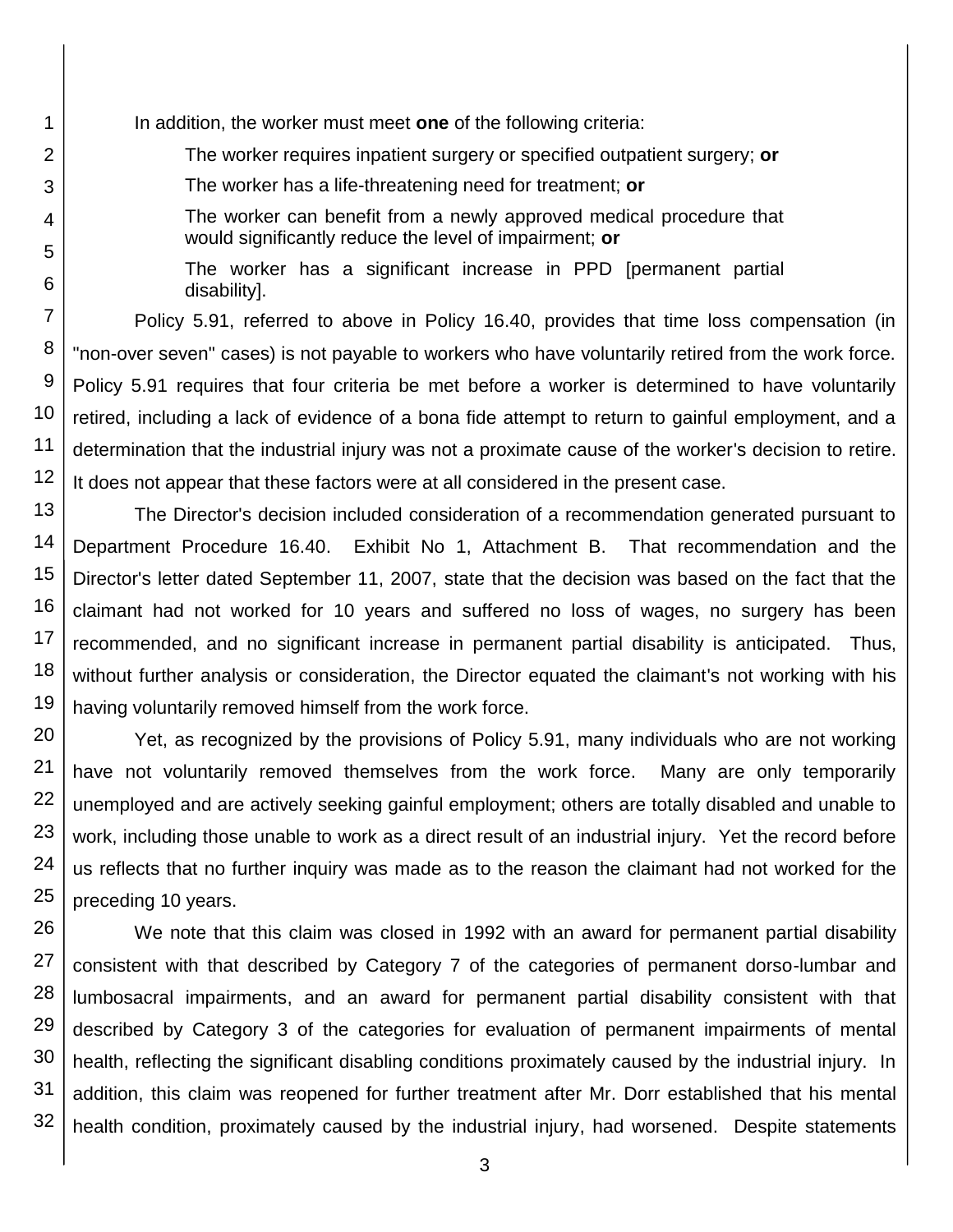In addition, the worker must meet **one** of the following criteria:

> The worker requires inpatient surgery or specified outpatient surgery; **or**
>
> The worker has a life-threatening need for treatment; **or**
>
> The worker can benefit from a newly approved medical procedure that would significantly reduce the level of impairment; **or**
>
> The worker has a significant increase in PPD [permanent partial disability].

Policy 5.91, referred to above in Policy 16.40, provides that time loss compensation (in "non-over seven" cases) is not payable to workers who have voluntarily retired from the work force. Policy 5.91 requires that four criteria be met before a worker is determined to have voluntarily retired, including a lack of evidence of a bona fide attempt to return to gainful employment, and a determination that the industrial injury was not a proximate cause of the worker's decision to retire. It does not appear that these factors were at all considered in the present case.

The Director's decision included consideration of a recommendation generated pursuant to Department Procedure 16.40. Exhibit No 1, Attachment B. That recommendation and the Director's letter dated September 11, 2007, state that the decision was based on the fact that the claimant had not worked for 10 years and suffered no loss of wages, no surgery has been recommended, and no significant increase in permanent partial disability is anticipated. Thus, without further analysis or consideration, the Director equated the claimant's not working with his having voluntarily removed himself from the work force.

Yet, as recognized by the provisions of Policy 5.91, many individuals who are not working have not voluntarily removed themselves from the work force. Many are only temporarily unemployed and are actively seeking gainful employment; others are totally disabled and unable to work, including those unable to work as a direct result of an industrial injury. Yet the record before us reflects that no further inquiry was made as to the reason the claimant had not worked for the preceding 10 years.

We note that this claim was closed in 1992 with an award for permanent partial disability consistent with that described by Category 7 of the categories of permanent dorso-lumbar and lumbosacral impairments, and an award for permanent partial disability consistent with that described by Category 3 of the categories for evaluation of permanent impairments of mental health, reflecting the significant disabling conditions proximately caused by the industrial injury. In addition, this claim was reopened for further treatment after Mr. Dorr established that his mental health condition, proximately caused by the industrial injury, had worsened. Despite statements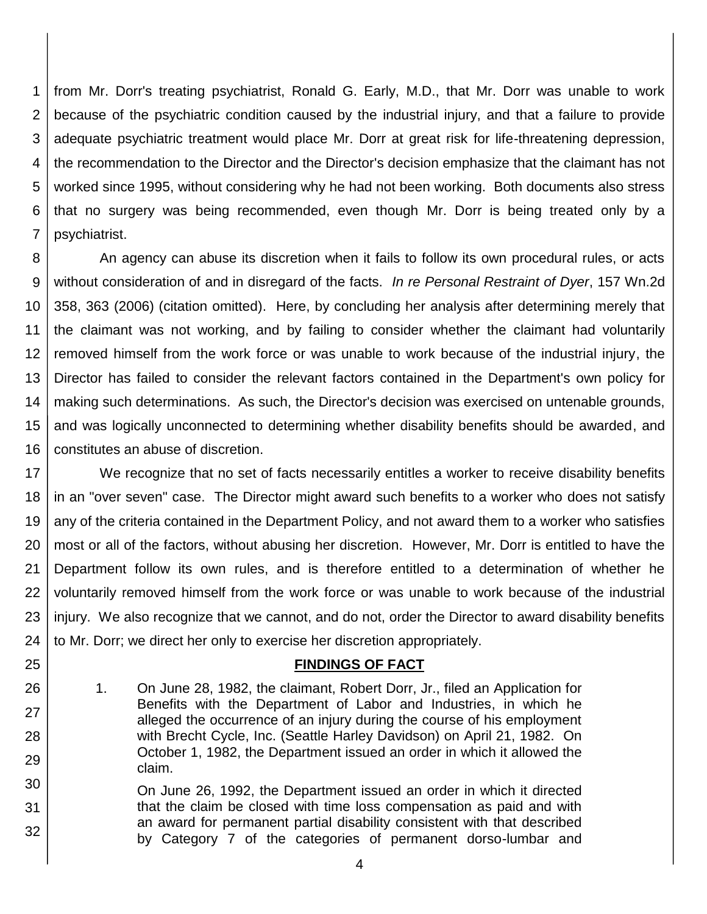from Mr. Dorr's treating psychiatrist, Ronald G. Early, M.D., that Mr. Dorr was unable to work because of the psychiatric condition caused by the industrial injury, and that a failure to provide adequate psychiatric treatment would place Mr. Dorr at great risk for life-threatening depression, the recommendation to the Director and the Director's decision emphasize that the claimant has not worked since 1995, without considering why he had not been working. Both documents also stress that no surgery was being recommended, even though Mr. Dorr is being treated only by a psychiatrist.

An agency can abuse its discretion when it fails to follow its own procedural rules, or acts without consideration of and in disregard of the facts. *In re Personal Restraint of Dyer*, 157 Wn.2d 358, 363 (2006) (citation omitted). Here, by concluding her analysis after determining merely that the claimant was not working, and by failing to consider whether the claimant had voluntarily removed himself from the work force or was unable to work because of the industrial injury, the Director has failed to consider the relevant factors contained in the Department's own policy for making such determinations. As such, the Director's decision was exercised on untenable grounds, and was logically unconnected to determining whether disability benefits should be awarded, and constitutes an abuse of discretion.

We recognize that no set of facts necessarily entitles a worker to receive disability benefits in an "over seven" case. The Director might award such benefits to a worker who does not satisfy any of the criteria contained in the Department Policy, and not award them to a worker who satisfies most or all of the factors, without abusing her discretion. However, Mr. Dorr is entitled to have the Department follow its own rules, and is therefore entitled to a determination of whether he voluntarily removed himself from the work force or was unable to work because of the industrial injury. We also recognize that we cannot, and do not, order the Director to award disability benefits to Mr. Dorr; we direct her only to exercise her discretion appropriately.

## FINDINGS OF FACT

1. On June 28, 1982, the claimant, Robert Dorr, Jr., filed an Application for Benefits with the Department of Labor and Industries, in which he alleged the occurrence of an injury during the course of his employment with Brecht Cycle, Inc. (Seattle Harley Davidson) on April 21, 1982. On October 1, 1982, the Department issued an order in which it allowed the claim.

   On June 26, 1992, the Department issued an order in which it directed that the claim be closed with time loss compensation as paid and with an award for permanent partial disability consistent with that described by Category 7 of the categories of permanent dorso-lumbar and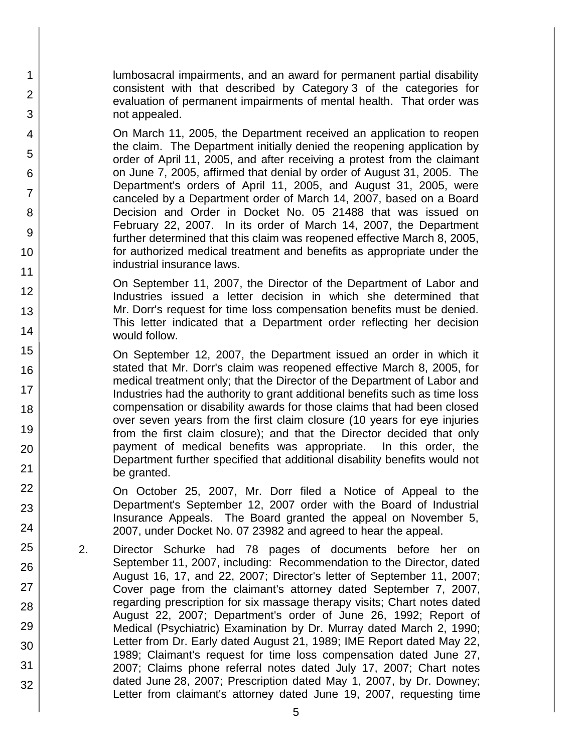lumbosacral impairments, and an award for permanent partial disability consistent with that described by Category 3 of the categories for evaluation of permanent impairments of mental health. That order was not appealed.

On March 11, 2005, the Department received an application to reopen the claim. The Department initially denied the reopening application by order of April 11, 2005, and after receiving a protest from the claimant on June 7, 2005, affirmed that denial by order of August 31, 2005. The Department's orders of April 11, 2005, and August 31, 2005, were canceled by a Department order of March 14, 2007, based on a Board Decision and Order in Docket No. 05 21488 that was issued on February 22, 2007. In its order of March 14, 2007, the Department further determined that this claim was reopened effective March 8, 2005, for authorized medical treatment and benefits as appropriate under the industrial insurance laws.

On September 11, 2007, the Director of the Department of Labor and Industries issued a letter decision in which she determined that Mr. Dorr's request for time loss compensation benefits must be denied. This letter indicated that a Department order reflecting her decision would follow.

On September 12, 2007, the Department issued an order in which it stated that Mr. Dorr's claim was reopened effective March 8, 2005, for medical treatment only; that the Director of the Department of Labor and Industries had the authority to grant additional benefits such as time loss compensation or disability awards for those claims that had been closed over seven years from the first claim closure (10 years for eye injuries from the first claim closure); and that the Director decided that only payment of medical benefits was appropriate. In this order, the Department further specified that additional disability benefits would not be granted.

On October 25, 2007, Mr. Dorr filed a Notice of Appeal to the Department's September 12, 2007 order with the Board of Industrial Insurance Appeals. The Board granted the appeal on November 5, 2007, under Docket No. 07 23982 and agreed to hear the appeal.

2. Director Schurke had 78 pages of documents before her on September 11, 2007, including: Recommendation to the Director, dated August 16, 17, and 22, 2007; Director's letter of September 11, 2007; Cover page from the claimant's attorney dated September 7, 2007, regarding prescription for six massage therapy visits; Chart notes dated August 22, 2007; Department's order of June 26, 1992; Report of Medical (Psychiatric) Examination by Dr. Murray dated March 2, 1990; Letter from Dr. Early dated August 21, 1989; IME Report dated May 22, 1989; Claimant's request for time loss compensation dated June 27, 2007; Claims phone referral notes dated July 17, 2007; Chart notes dated June 28, 2007; Prescription dated May 1, 2007, by Dr. Downey; Letter from claimant's attorney dated June 19, 2007, requesting time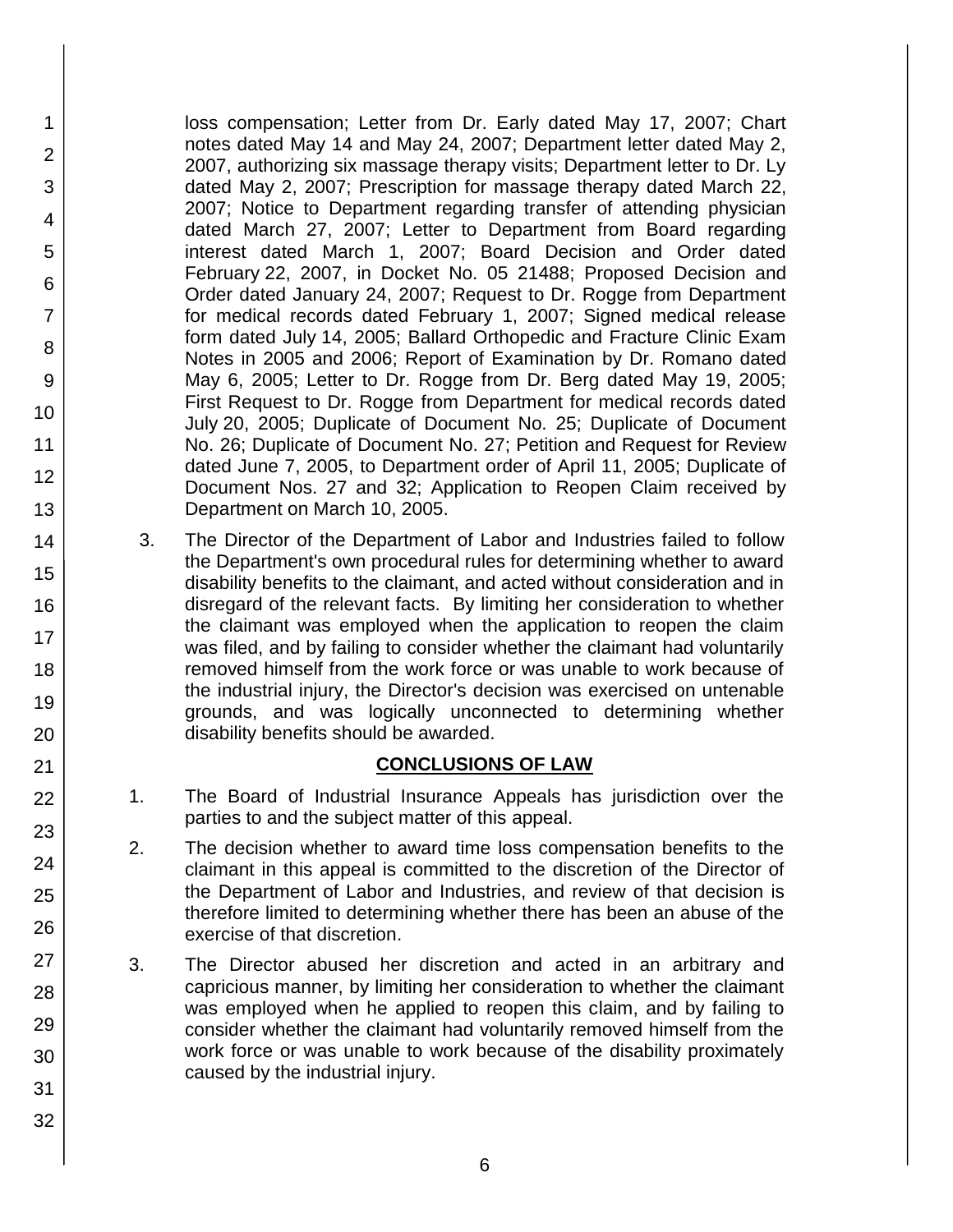loss compensation; Letter from Dr. Early dated May 17, 2007; Chart notes dated May 14 and May 24, 2007; Department letter dated May 2, 2007, authorizing six massage therapy visits; Department letter to Dr. Ly dated May 2, 2007; Prescription for massage therapy dated March 22, 2007; Notice to Department regarding transfer of attending physician dated March 27, 2007; Letter to Department from Board regarding interest dated March 1, 2007; Board Decision and Order dated February 22, 2007, in Docket No. 05 21488; Proposed Decision and Order dated January 24, 2007; Request to Dr. Rogge from Department for medical records dated February 1, 2007; Signed medical release form dated July 14, 2005; Ballard Orthopedic and Fracture Clinic Exam Notes in 2005 and 2006; Report of Examination by Dr. Romano dated May 6, 2005; Letter to Dr. Rogge from Dr. Berg dated May 19, 2005; First Request to Dr. Rogge from Department for medical records dated July 20, 2005; Duplicate of Document No. 25; Duplicate of Document No. 26; Duplicate of Document No. 27; Petition and Request for Review dated June 7, 2005, to Department order of April 11, 2005; Duplicate of Document Nos. 27 and 32; Application to Reopen Claim received by Department on March 10, 2005.

3. The Director of the Department of Labor and Industries failed to follow the Department's own procedural rules for determining whether to award disability benefits to the claimant, and acted without consideration and in disregard of the relevant facts. By limiting her consideration to whether the claimant was employed when the application to reopen the claim was filed, and by failing to consider whether the claimant had voluntarily removed himself from the work force or was unable to work because of the industrial injury, the Director's decision was exercised on untenable grounds, and was logically unconnected to determining whether disability benefits should be awarded.

## CONCLUSIONS OF LAW

1. The Board of Industrial Insurance Appeals has jurisdiction over the parties to and the subject matter of this appeal.

2. The decision whether to award time loss compensation benefits to the claimant in this appeal is committed to the discretion of the Director of the Department of Labor and Industries, and review of that decision is therefore limited to determining whether there has been an abuse of the exercise of that discretion.

3. The Director abused her discretion and acted in an arbitrary and capricious manner, by limiting her consideration to whether the claimant was employed when he applied to reopen this claim, and by failing to consider whether the claimant had voluntarily removed himself from the work force or was unable to work because of the disability proximately caused by the industrial injury.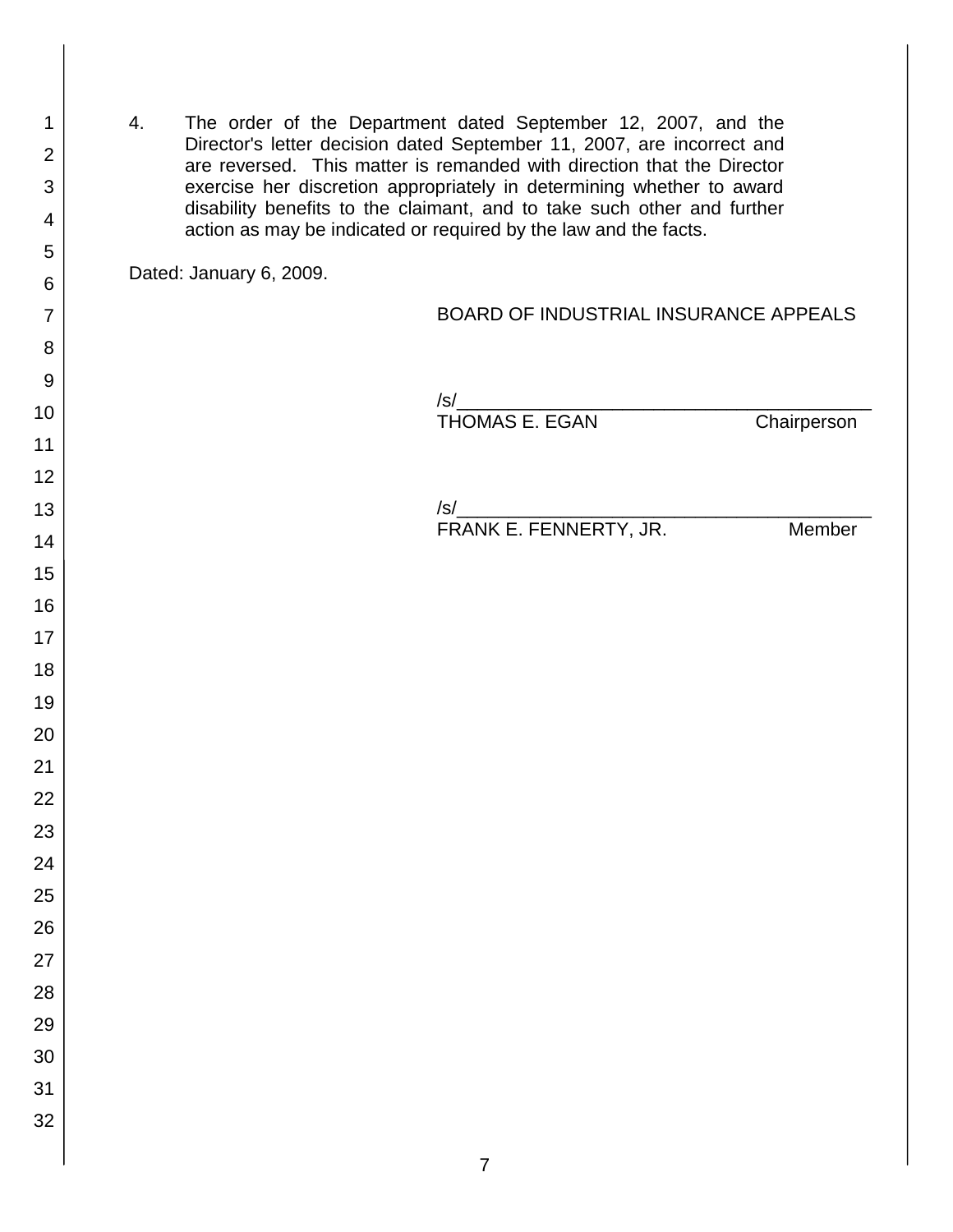4. The order of the Department dated September 12, 2007, and the Director's letter decision dated September 11, 2007, are incorrect and are reversed. This matter is remanded with direction that the Director exercise her discretion appropriately in determining whether to award disability benefits to the claimant, and to take such other and further action as may be indicated or required by the law and the facts.

Dated: January 6, 2009.

BOARD OF INDUSTRIAL INSURANCE APPEALS

/s/________________________________________
THOMAS E. EGAN Chairperson

/s/________________________________________
FRANK E. FENNERTY, JR. Member